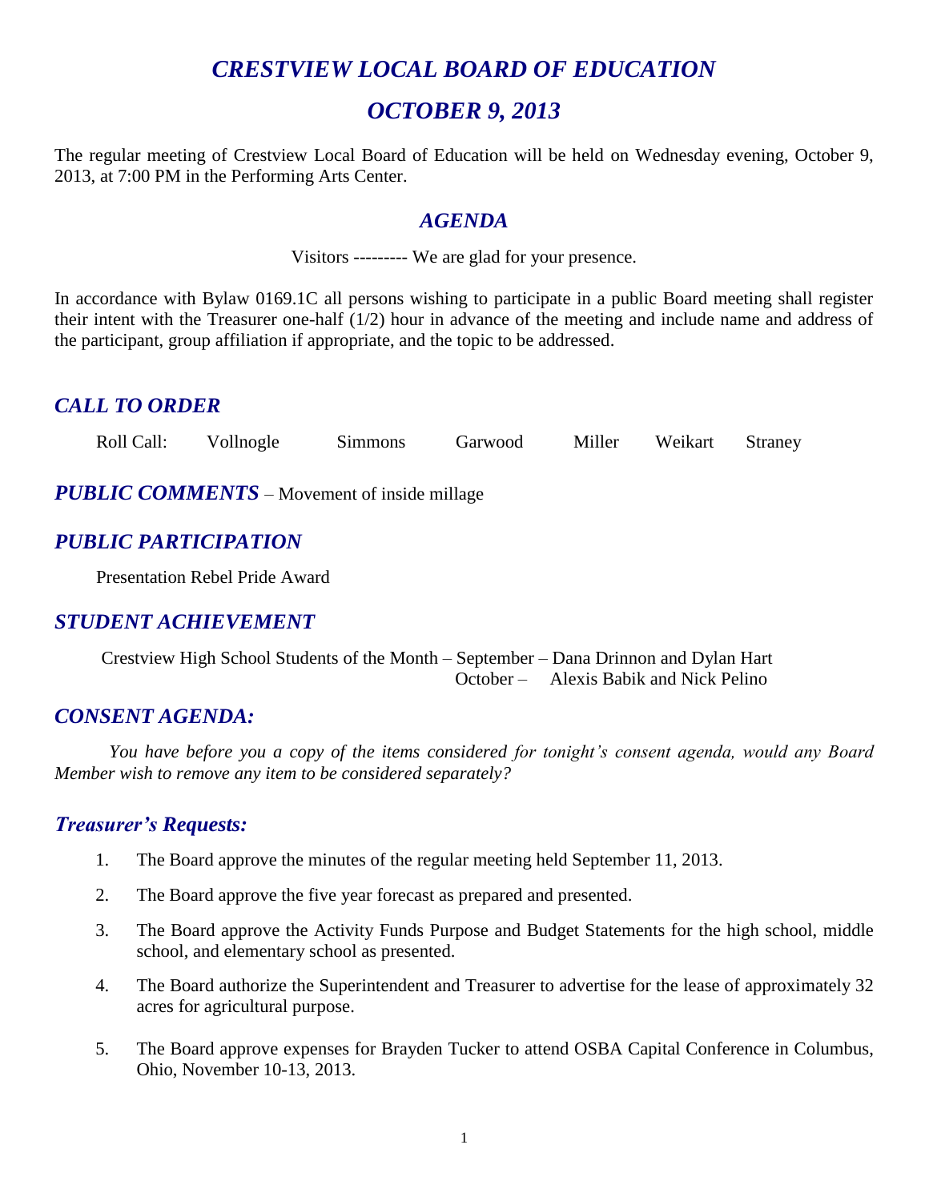# *CRESTVIEW LOCAL BOARD OF EDUCATION*

# *OCTOBER 9, 2013*

The regular meeting of Crestview Local Board of Education will be held on Wednesday evening, October 9, 2013, at 7:00 PM in the Performing Arts Center.

## *AGENDA*

Visitors --------- We are glad for your presence.

In accordance with Bylaw 0169.1C all persons wishing to participate in a public Board meeting shall register their intent with the Treasurer one-half (1/2) hour in advance of the meeting and include name and address of the participant, group affiliation if appropriate, and the topic to be addressed.

## *CALL TO ORDER*

Roll Call: Vollnogle Simmons Garwood Miller Weikart Straney

## *PUBLIC COMMENTS* – Movement of inside millage

## *PUBLIC PARTICIPATION*

Presentation Rebel Pride Award

## *STUDENT ACHIEVEMENT*

Crestview High School Students of the Month – September – Dana Drinnon and Dylan Hart
October – Alexis Babik and Nick Pelino

## *CONSENT AGENDA:*

*You have before you a copy of the items considered for tonight's consent agenda, would any Board Member wish to remove any item to be considered separately?*

## *Treasurer's Requests:*

1. The Board approve the minutes of the regular meeting held September 11, 2013.

2. The Board approve the five year forecast as prepared and presented.

3. The Board approve the Activity Funds Purpose and Budget Statements for the high school, middle school, and elementary school as presented.

4. The Board authorize the Superintendent and Treasurer to advertise for the lease of approximately 32 acres for agricultural purpose.

5. The Board approve expenses for Brayden Tucker to attend OSBA Capital Conference in Columbus, Ohio, November 10-13, 2013.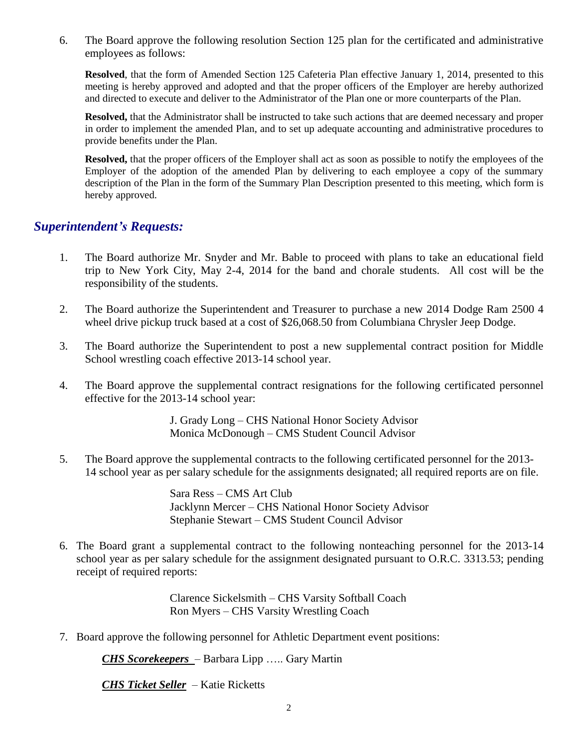6. The Board approve the following resolution Section 125 plan for the certificated and administrative employees as follows:

   **Resolved**, that the form of Amended Section 125 Cafeteria Plan effective January 1, 2014, presented to this meeting is hereby approved and adopted and that the proper officers of the Employer are hereby authorized and directed to execute and deliver to the Administrator of the Plan one or more counterparts of the Plan.

   **Resolved,** that the Administrator shall be instructed to take such actions that are deemed necessary and proper in order to implement the amended Plan, and to set up adequate accounting and administrative procedures to provide benefits under the Plan.

   **Resolved,** that the proper officers of the Employer shall act as soon as possible to notify the employees of the Employer of the adoption of the amended Plan by delivering to each employee a copy of the summary description of the Plan in the form of the Summary Plan Description presented to this meeting, which form is hereby approved.

## *Superintendent's Requests:*

1. The Board authorize Mr. Snyder and Mr. Bable to proceed with plans to take an educational field trip to New York City, May 2-4, 2014 for the band and chorale students. All cost will be the responsibility of the students.

2. The Board authorize the Superintendent and Treasurer to purchase a new 2014 Dodge Ram 2500 4 wheel drive pickup truck based at a cost of $26,068.50 from Columbiana Chrysler Jeep Dodge.

3. The Board authorize the Superintendent to post a new supplemental contract position for Middle School wrestling coach effective 2013-14 school year.

4. The Board approve the supplemental contract resignations for the following certificated personnel effective for the 2013-14 school year:

   J. Grady Long – CHS National Honor Society Advisor
   Monica McDonough – CMS Student Council Advisor

5. The Board approve the supplemental contracts to the following certificated personnel for the 2013-14 school year as per salary schedule for the assignments designated; all required reports are on file.

   Sara Ress – CMS Art Club
   Jacklynn Mercer – CHS National Honor Society Advisor
   Stephanie Stewart – CMS Student Council Advisor

6. The Board grant a supplemental contract to the following nonteaching personnel for the 2013-14 school year as per salary schedule for the assignment designated pursuant to O.R.C. 3313.53; pending receipt of required reports:

   Clarence Sickelsmith – CHS Varsity Softball Coach
   Ron Myers – CHS Varsity Wrestling Coach

7. Board approve the following personnel for Athletic Department event positions:

   ***CHS Scorekeepers*** – Barbara Lipp ….. Gary Martin

   ***CHS Ticket Seller*** – Katie Ricketts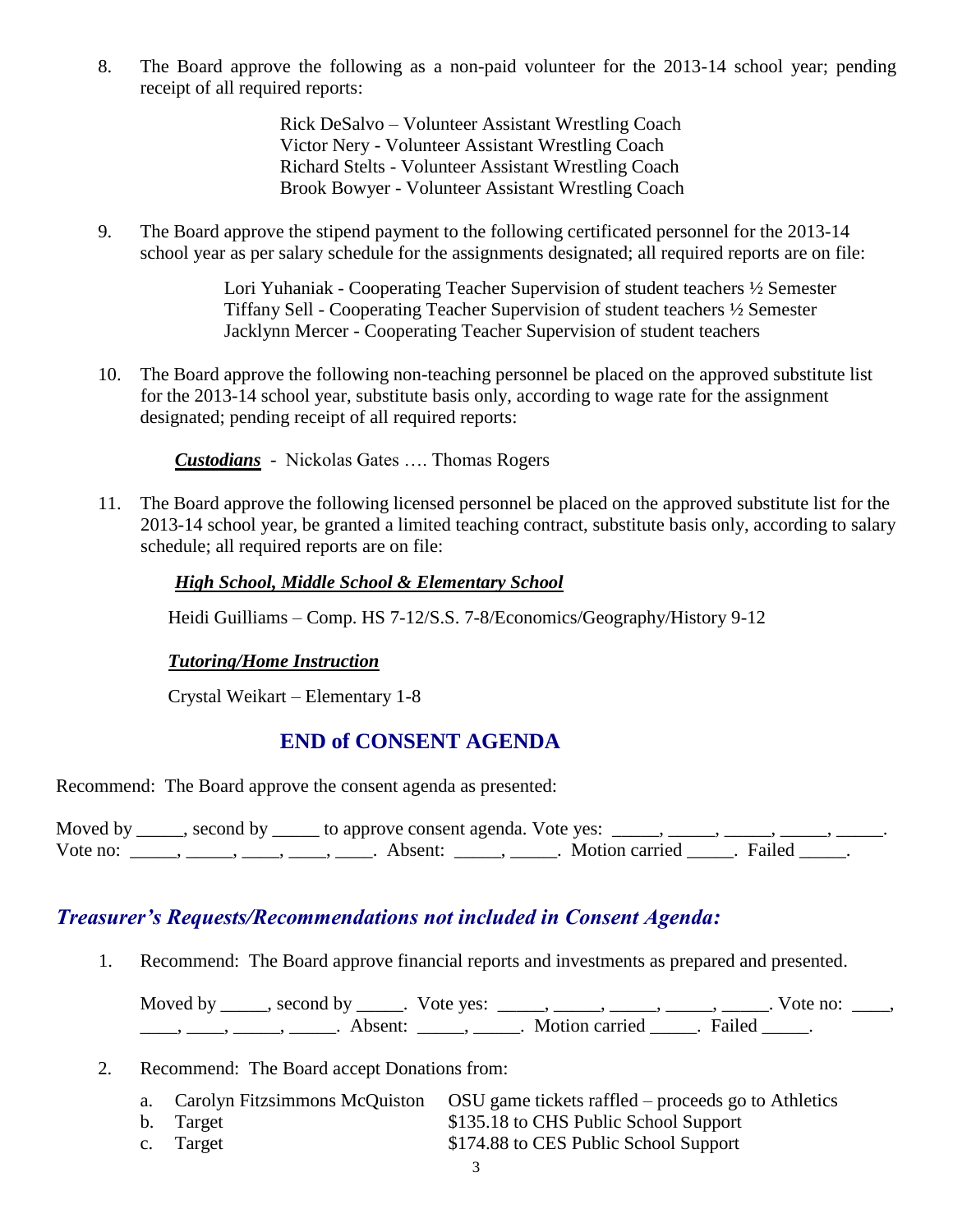8. The Board approve the following as a non-paid volunteer for the 2013-14 school year; pending receipt of all required reports:

   Rick DeSalvo – Volunteer Assistant Wrestling Coach
   Victor Nery - Volunteer Assistant Wrestling Coach
   Richard Stelts - Volunteer Assistant Wrestling Coach
   Brook Bowyer - Volunteer Assistant Wrestling Coach

9. The Board approve the stipend payment to the following certificated personnel for the 2013-14 school year as per salary schedule for the assignments designated; all required reports are on file:

   Lori Yuhaniak - Cooperating Teacher Supervision of student teachers ½ Semester
   Tiffany Sell - Cooperating Teacher Supervision of student teachers ½ Semester
   Jacklynn Mercer - Cooperating Teacher Supervision of student teachers

10. The Board approve the following non-teaching personnel be placed on the approved substitute list for the 2013-14 school year, substitute basis only, according to wage rate for the assignment designated; pending receipt of all required reports:

    ***Custodians*** - Nickolas Gates …. Thomas Rogers

11. The Board approve the following licensed personnel be placed on the approved substitute list for the 2013-14 school year, be granted a limited teaching contract, substitute basis only, according to salary schedule; all required reports are on file:

    ***High School, Middle School & Elementary School***

    Heidi Guilliams – Comp. HS 7-12/S.S. 7-8/Economics/Geography/History 9-12

    ***Tutoring/Home Instruction***

    Crystal Weikart – Elementary 1-8

## END of CONSENT AGENDA

Recommend: The Board approve the consent agenda as presented:

Moved by _____, second by _____ to approve consent agenda. Vote yes: _____, _____, _____, _____, _____. Vote no: _____, _____, ____, ____, ____. Absent: _____, _____. Motion carried _____. Failed _____.

## *Treasurer's Requests/Recommendations not included in Consent Agenda:*

1. Recommend: The Board approve financial reports and investments as prepared and presented.

   Moved by _____, second by _____. Vote yes: _____, _____, _____, _____, _____. Vote no: ____, ____, ____, _____, _____. Absent: _____, _____. Motion carried _____. Failed _____.

2. Recommend: The Board accept Donations from:

   a. Carolyn Fitzsimmons McQuiston OSU game tickets raffled – proceeds go to Athletics
   b. Target $135.18 to CHS Public School Support
   c. Target $174.88 to CES Public School Support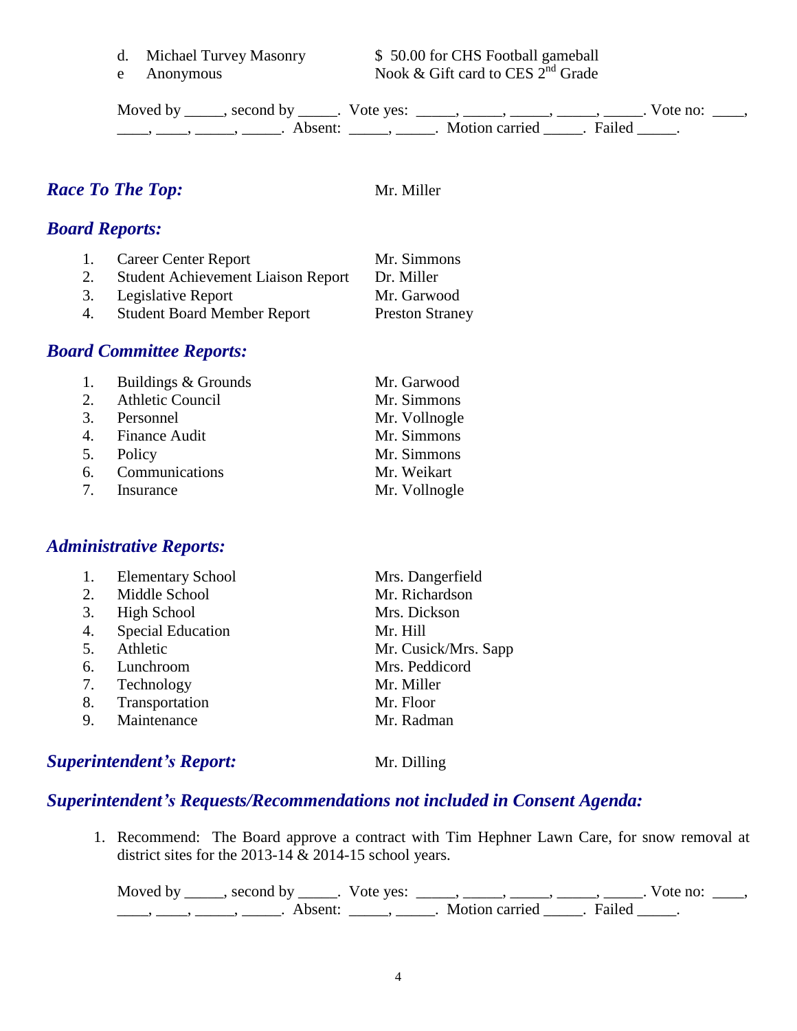d. Michael Turvey Masonry — $ 50.00 for CHS Football gameball
e Anonymous — Nook & Gift card to CES 2nd Grade

Moved by _____, second by _____. Vote yes: _____, _____, _____, _____, _____. Vote no: ____, ____, ____, _____, _____. Absent: _____, _____. Motion carried _____. Failed _____.

## *Race To The Top:* Mr. Miller

## *Board Reports:*

1. Career Center Report — Mr. Simmons
2. Student Achievement Liaison Report — Dr. Miller
3. Legislative Report — Mr. Garwood
4. Student Board Member Report — Preston Straney

## *Board Committee Reports:*

1. Buildings & Grounds — Mr. Garwood
2. Athletic Council — Mr. Simmons
3. Personnel — Mr. Vollnogle
4. Finance Audit — Mr. Simmons
5. Policy — Mr. Simmons
6. Communications — Mr. Weikart
7. Insurance — Mr. Vollnogle

## *Administrative Reports:*

1. Elementary School — Mrs. Dangerfield
2. Middle School — Mr. Richardson
3. High School — Mrs. Dickson
4. Special Education — Mr. Hill
5. Athletic — Mr. Cusick/Mrs. Sapp
6. Lunchroom — Mrs. Peddicord
7. Technology — Mr. Miller
8. Transportation — Mr. Floor
9. Maintenance — Mr. Radman

## *Superintendent's Report:* Mr. Dilling

## *Superintendent's Requests/Recommendations not included in Consent Agenda:*

1. Recommend: The Board approve a contract with Tim Hephner Lawn Care, for snow removal at district sites for the 2013-14 & 2014-15 school years.

   Moved by _____, second by _____. Vote yes: _____, _____, _____, _____, _____. Vote no: ____, ____, ____, _____, _____. Absent: _____, _____. Motion carried _____. Failed _____.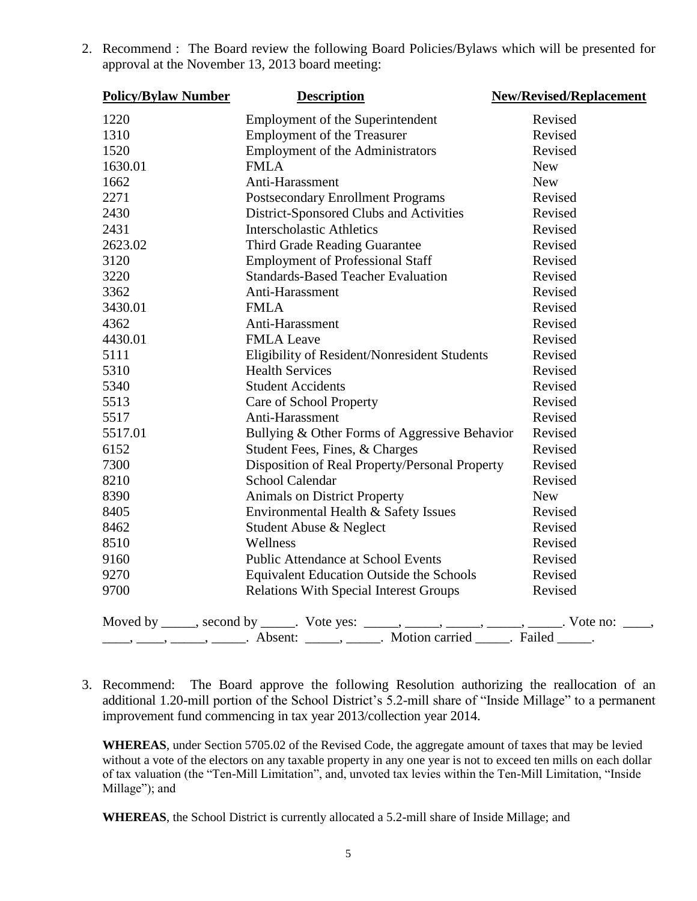2. Recommend : The Board review the following Board Policies/Bylaws which will be presented for approval at the November 13, 2013 board meeting:

| Policy/Bylaw Number | Description | New/Revised/Replacement |
|---|---|---|
| 1220 | Employment of the Superintendent | Revised |
| 1310 | Employment of the Treasurer | Revised |
| 1520 | Employment of the Administrators | Revised |
| 1630.01 | FMLA | New |
| 1662 | Anti-Harassment | New |
| 2271 | Postsecondary Enrollment Programs | Revised |
| 2430 | District-Sponsored Clubs and Activities | Revised |
| 2431 | Interscholastic Athletics | Revised |
| 2623.02 | Third Grade Reading Guarantee | Revised |
| 3120 | Employment of Professional Staff | Revised |
| 3220 | Standards-Based Teacher Evaluation | Revised |
| 3362 | Anti-Harassment | Revised |
| 3430.01 | FMLA | Revised |
| 4362 | Anti-Harassment | Revised |
| 4430.01 | FMLA Leave | Revised |
| 5111 | Eligibility of Resident/Nonresident Students | Revised |
| 5310 | Health Services | Revised |
| 5340 | Student Accidents | Revised |
| 5513 | Care of School Property | Revised |
| 5517 | Anti-Harassment | Revised |
| 5517.01 | Bullying & Other Forms of Aggressive Behavior | Revised |
| 6152 | Student Fees, Fines, & Charges | Revised |
| 7300 | Disposition of Real Property/Personal Property | Revised |
| 8210 | School Calendar | Revised |
| 8390 | Animals on District Property | New |
| 8405 | Environmental Health & Safety Issues | Revised |
| 8462 | Student Abuse & Neglect | Revised |
| 8510 | Wellness | Revised |
| 9160 | Public Attendance at School Events | Revised |
| 9270 | Equivalent Education Outside the Schools | Revised |
| 9700 | Relations With Special Interest Groups | Revised |

Moved by _____, second by _____. Vote yes: _____, _____, _____, _____, _____. Vote no: ____, ____, ____, _____, _____. Absent: _____, _____. Motion carried _____. Failed _____.

3. Recommend: The Board approve the following Resolution authorizing the reallocation of an additional 1.20-mill portion of the School District's 5.2-mill share of "Inside Millage" to a permanent improvement fund commencing in tax year 2013/collection year 2014.

**WHEREAS**, under Section 5705.02 of the Revised Code, the aggregate amount of taxes that may be levied without a vote of the electors on any taxable property in any one year is not to exceed ten mills on each dollar of tax valuation (the "Ten-Mill Limitation", and, unvoted tax levies within the Ten-Mill Limitation, "Inside Millage"); and

**WHEREAS**, the School District is currently allocated a 5.2-mill share of Inside Millage; and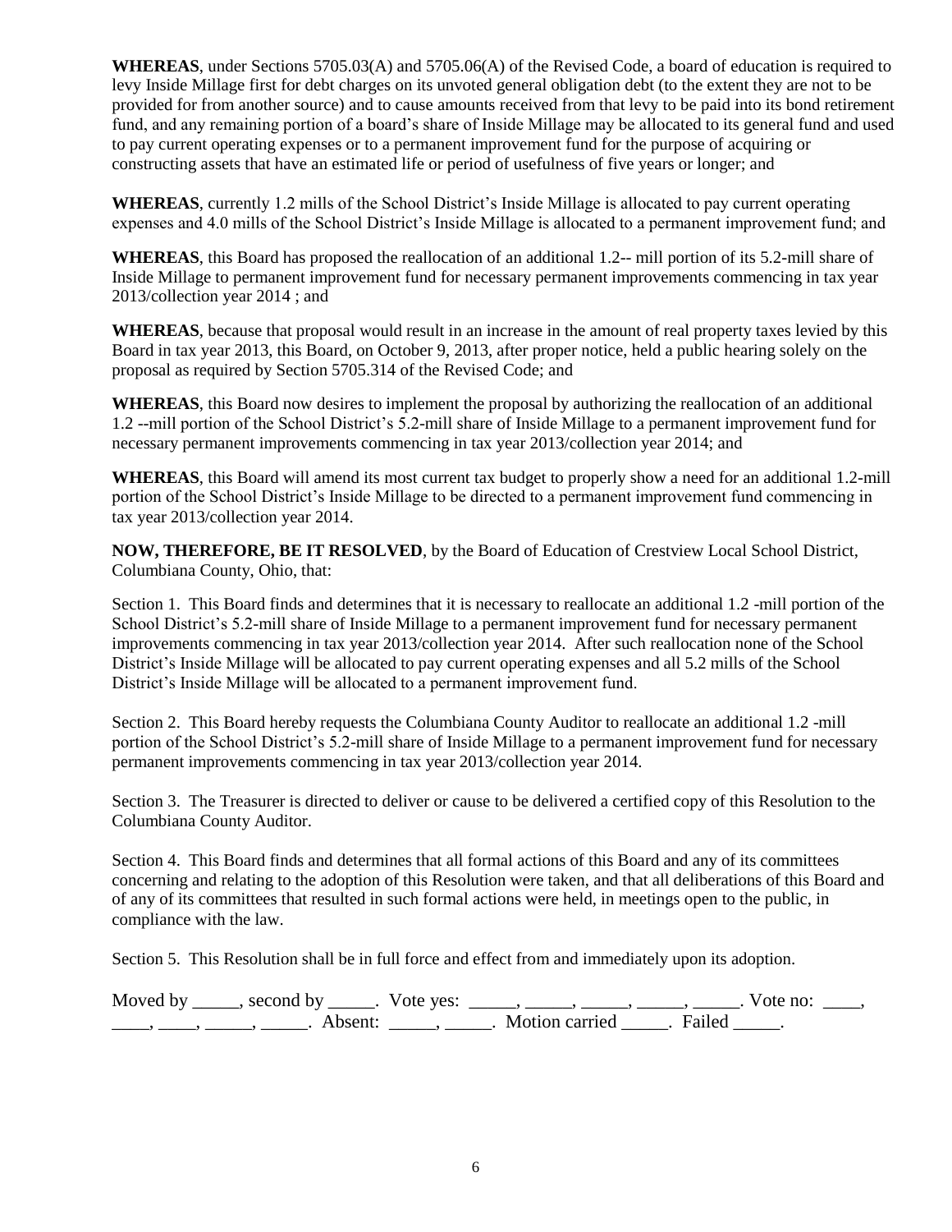**WHEREAS**, under Sections 5705.03(A) and 5705.06(A) of the Revised Code, a board of education is required to levy Inside Millage first for debt charges on its unvoted general obligation debt (to the extent they are not to be provided for from another source) and to cause amounts received from that levy to be paid into its bond retirement fund, and any remaining portion of a board's share of Inside Millage may be allocated to its general fund and used to pay current operating expenses or to a permanent improvement fund for the purpose of acquiring or constructing assets that have an estimated life or period of usefulness of five years or longer; and

**WHEREAS**, currently 1.2 mills of the School District's Inside Millage is allocated to pay current operating expenses and 4.0 mills of the School District's Inside Millage is allocated to a permanent improvement fund; and

**WHEREAS**, this Board has proposed the reallocation of an additional 1.2-- mill portion of its 5.2-mill share of Inside Millage to permanent improvement fund for necessary permanent improvements commencing in tax year 2013/collection year 2014 ; and

**WHEREAS**, because that proposal would result in an increase in the amount of real property taxes levied by this Board in tax year 2013, this Board, on October 9, 2013, after proper notice, held a public hearing solely on the proposal as required by Section 5705.314 of the Revised Code; and

**WHEREAS**, this Board now desires to implement the proposal by authorizing the reallocation of an additional 1.2 --mill portion of the School District's 5.2-mill share of Inside Millage to a permanent improvement fund for necessary permanent improvements commencing in tax year 2013/collection year 2014; and

**WHEREAS**, this Board will amend its most current tax budget to properly show a need for an additional 1.2-mill portion of the School District's Inside Millage to be directed to a permanent improvement fund commencing in tax year 2013/collection year 2014.

**NOW, THEREFORE, BE IT RESOLVED**, by the Board of Education of Crestview Local School District, Columbiana County, Ohio, that:

Section 1. This Board finds and determines that it is necessary to reallocate an additional 1.2 -mill portion of the School District's 5.2-mill share of Inside Millage to a permanent improvement fund for necessary permanent improvements commencing in tax year 2013/collection year 2014. After such reallocation none of the School District's Inside Millage will be allocated to pay current operating expenses and all 5.2 mills of the School District's Inside Millage will be allocated to a permanent improvement fund.

Section 2. This Board hereby requests the Columbiana County Auditor to reallocate an additional 1.2 -mill portion of the School District's 5.2-mill share of Inside Millage to a permanent improvement fund for necessary permanent improvements commencing in tax year 2013/collection year 2014.

Section 3. The Treasurer is directed to deliver or cause to be delivered a certified copy of this Resolution to the Columbiana County Auditor.

Section 4. This Board finds and determines that all formal actions of this Board and any of its committees concerning and relating to the adoption of this Resolution were taken, and that all deliberations of this Board and of any of its committees that resulted in such formal actions were held, in meetings open to the public, in compliance with the law.

Section 5. This Resolution shall be in full force and effect from and immediately upon its adoption.

Moved by _____, second by _____. Vote yes: _____, _____, _____, _____, _____. Vote no: ____, ____, ____, _____, _____. Absent: _____, _____. Motion carried _____. Failed _____.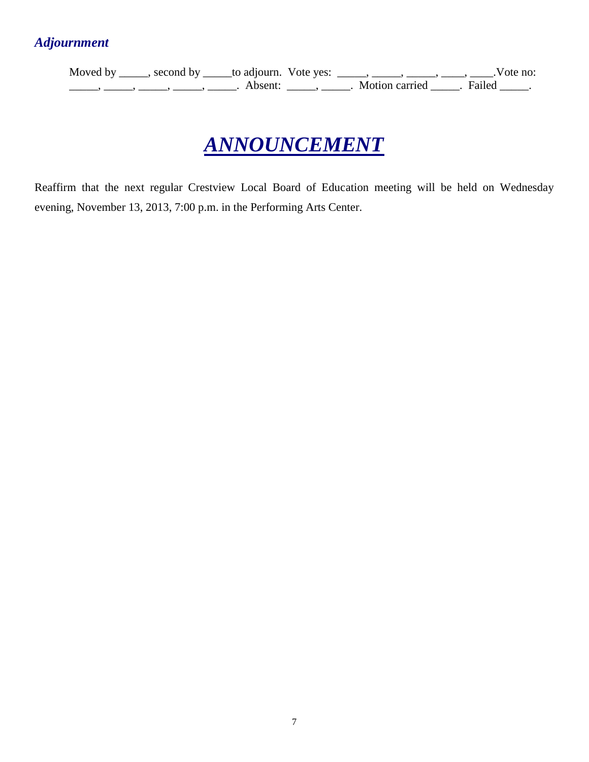### *Adjourn­ment*

Moved by _____, second by _____to adjourn. Vote yes: _____, _____, _____, ____, ____.Vote no: _____, _____, _____, _____, _____. Absent: _____, _____. Motion carried _____. Failed _____.

# *ANNOUNCEMENT*

Reaffirm that the next regular Crestview Local Board of Education meeting will be held on Wednesday evening, November 13, 2013, 7:00 p.m. in the Performing Arts Center.